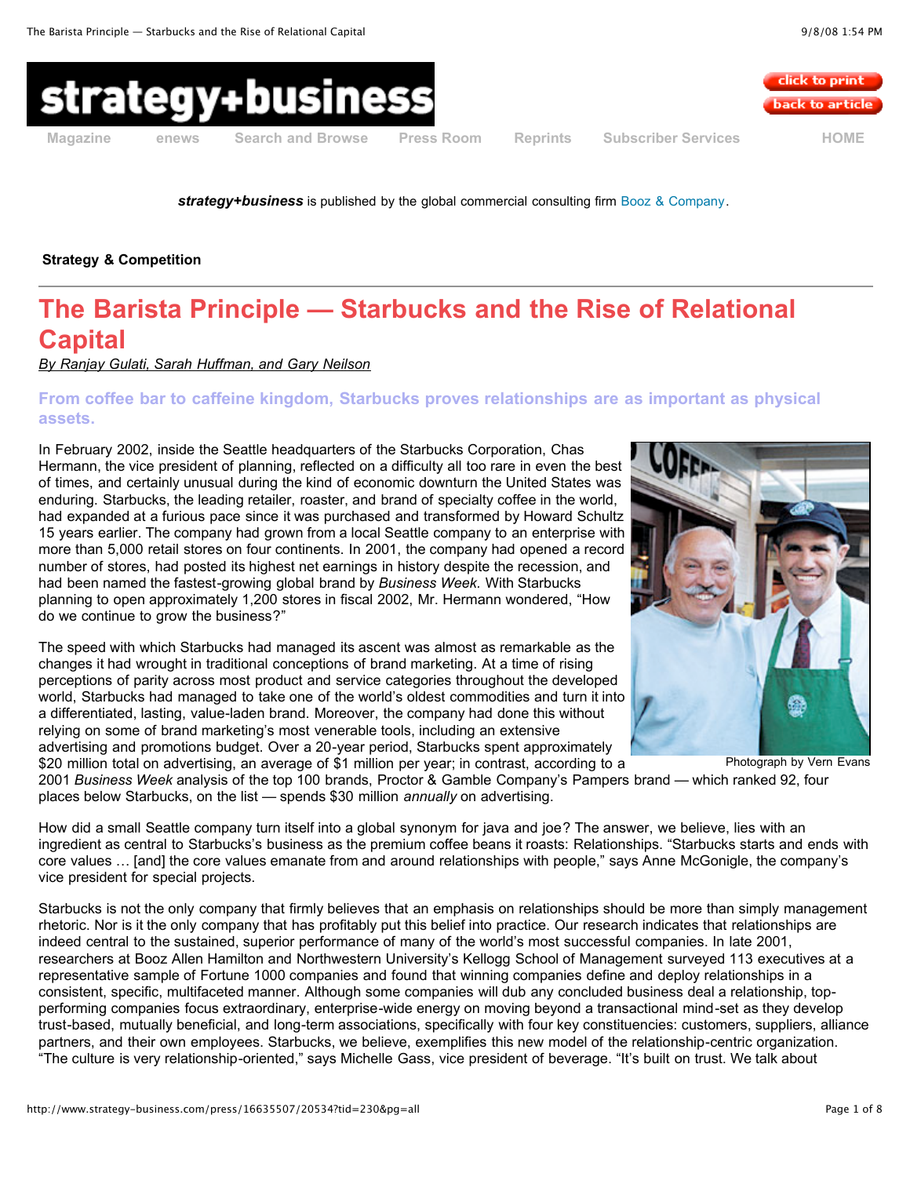*strategy+business* is published by the global commercial consulting firm Booz & Company.

**Strategy & Competition**

# The Barista Principle — Starbucks and the Rise of Relational Capital

By Ranjay Gulati, Sarah Huffman, and Gary Neilson

## From coffee bar to caffeine kingdom, Starbucks proves relationships are as important as physical assets.

Photograph by Vern Evans

In February 2002, inside the Seattle headquarters of the Starbucks Corporation, Chas Hermann, the vice president of planning, reflected on a difficulty all too rare in even the best of times, and certainly unusual during the kind of economic downturn the United States was enduring. Starbucks, the leading retailer, roaster, and brand of specialty coffee in the world, had expanded at a furious pace since it was purchased and transformed by Howard Schultz 15 years earlier. The company had grown from a local Seattle company to an enterprise with more than 5,000 retail stores on four continents. In 2001, the company had opened a record number of stores, had posted its highest net earnings in history despite the recession, and had been named the fastest-growing global brand by *Business Week*. With Starbucks planning to open approximately 1,200 stores in fiscal 2002, Mr. Hermann wondered, "How do we continue to grow the business?"

The speed with which Starbucks had managed its ascent was almost as remarkable as the changes it had wrought in traditional conceptions of brand marketing. At a time of rising perceptions of parity across most product and service categories throughout the developed world, Starbucks had managed to take one of the world's oldest commodities and turn it into a differentiated, lasting, value-laden brand. Moreover, the company had done this without relying on some of brand marketing's most venerable tools, including an extensive advertising and promotions budget. Over a 20-year period, Starbucks spent approximately $20 million total on advertising, an average of $1 million per year; in contrast, according to a 2001 *Business Week* analysis of the top 100 brands, Proctor & Gamble Company's Pampers brand — which ranked 92, four places below Starbucks, on the list — spends $30 million *annually* on advertising.

How did a small Seattle company turn itself into a global synonym for java and joe? The answer, we believe, lies with an ingredient as central to Starbucks's business as the premium coffee beans it roasts: Relationships. "Starbucks starts and ends with core values … [and] the core values emanate from and around relationships with people," says Anne McGonigle, the company's vice president for special projects.

Starbucks is not the only company that firmly believes that an emphasis on relationships should be more than simply management rhetoric. Nor is it the only company that has profitably put this belief into practice. Our research indicates that relationships are indeed central to the sustained, superior performance of many of the world's most successful companies. In late 2001, researchers at Booz Allen Hamilton and Northwestern University's Kellogg School of Management surveyed 113 executives at a representative sample of Fortune 1000 companies and found that winning companies define and deploy relationships in a consistent, specific, multifaceted manner. Although some companies will dub any concluded business deal a relationship, top-performing companies focus extraordinary, enterprise-wide energy on moving beyond a transactional mind-set as they develop trust-based, mutually beneficial, and long-term associations, specifically with four key constituencies: customers, suppliers, alliance partners, and their own employees. Starbucks, we believe, exemplifies this new model of the relationship-centric organization. "The culture is very relationship-oriented," says Michelle Gass, vice president of beverage. "It's built on trust. We talk about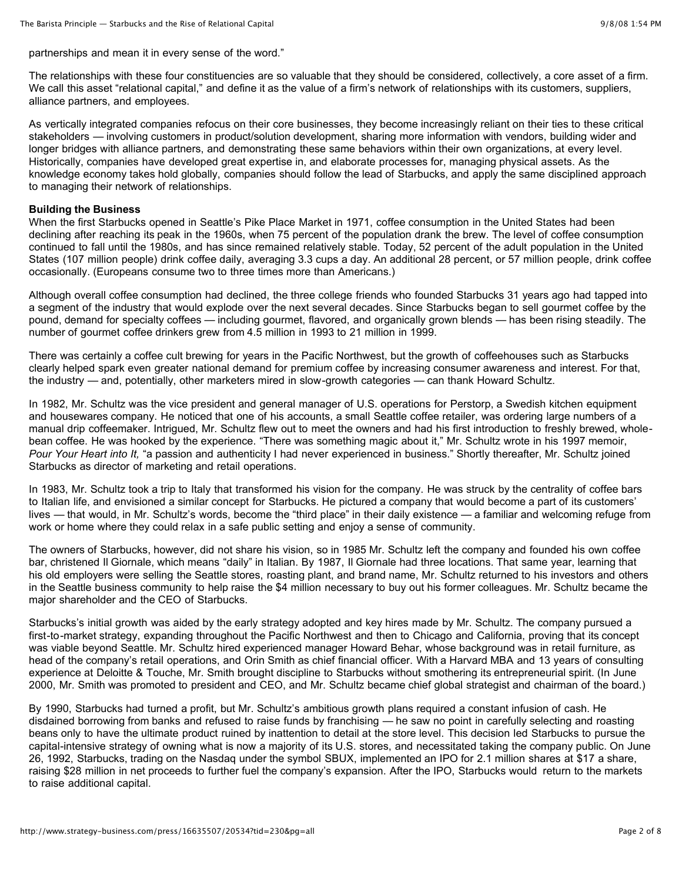partnerships and mean it in every sense of the word."

The relationships with these four constituencies are so valuable that they should be considered, collectively, a core asset of a firm. We call this asset "relational capital," and define it as the value of a firm's network of relationships with its customers, suppliers, alliance partners, and employees.

As vertically integrated companies refocus on their core businesses, they become increasingly reliant on their ties to these critical stakeholders — involving customers in product/solution development, sharing more information with vendors, building wider and longer bridges with alliance partners, and demonstrating these same behaviors within their own organizations, at every level. Historically, companies have developed great expertise in, and elaborate processes for, managing physical assets. As the knowledge economy takes hold globally, companies should follow the lead of Starbucks, and apply the same disciplined approach to managing their network of relationships.

**Building the Business**

When the first Starbucks opened in Seattle's Pike Place Market in 1971, coffee consumption in the United States had been declining after reaching its peak in the 1960s, when 75 percent of the population drank the brew. The level of coffee consumption continued to fall until the 1980s, and has since remained relatively stable. Today, 52 percent of the adult population in the United States (107 million people) drink coffee daily, averaging 3.3 cups a day. An additional 28 percent, or 57 million people, drink coffee occasionally. (Europeans consume two to three times more than Americans.)

Although overall coffee consumption had declined, the three college friends who founded Starbucks 31 years ago had tapped into a segment of the industry that would explode over the next several decades. Since Starbucks began to sell gourmet coffee by the pound, demand for specialty coffees — including gourmet, flavored, and organically grown blends — has been rising steadily. The number of gourmet coffee drinkers grew from 4.5 million in 1993 to 21 million in 1999.

There was certainly a coffee cult brewing for years in the Pacific Northwest, but the growth of coffeehouses such as Starbucks clearly helped spark even greater national demand for premium coffee by increasing consumer awareness and interest. For that, the industry — and, potentially, other marketers mired in slow-growth categories — can thank Howard Schultz.

In 1982, Mr. Schultz was the vice president and general manager of U.S. operations for Perstorp, a Swedish kitchen equipment and housewares company. He noticed that one of his accounts, a small Seattle coffee retailer, was ordering large numbers of a manual drip coffeemaker. Intrigued, Mr. Schultz flew out to meet the owners and had his first introduction to freshly brewed, whole-bean coffee. He was hooked by the experience. "There was something magic about it," Mr. Schultz wrote in his 1997 memoir, *Pour Your Heart into It,* "a passion and authenticity I had never experienced in business." Shortly thereafter, Mr. Schultz joined Starbucks as director of marketing and retail operations.

In 1983, Mr. Schultz took a trip to Italy that transformed his vision for the company. He was struck by the centrality of coffee bars to Italian life, and envisioned a similar concept for Starbucks. He pictured a company that would become a part of its customers' lives — that would, in Mr. Schultz's words, become the "third place" in their daily existence — a familiar and welcoming refuge from work or home where they could relax in a safe public setting and enjoy a sense of community.

The owners of Starbucks, however, did not share his vision, so in 1985 Mr. Schultz left the company and founded his own coffee bar, christened Il Giornale, which means "daily" in Italian. By 1987, Il Giornale had three locations. That same year, learning that his old employers were selling the Seattle stores, roasting plant, and brand name, Mr. Schultz returned to his investors and others in the Seattle business community to help raise the $4 million necessary to buy out his former colleagues. Mr. Schultz became the major shareholder and the CEO of Starbucks.

Starbucks's initial growth was aided by the early strategy adopted and key hires made by Mr. Schultz. The company pursued a first-to-market strategy, expanding throughout the Pacific Northwest and then to Chicago and California, proving that its concept was viable beyond Seattle. Mr. Schultz hired experienced manager Howard Behar, whose background was in retail furniture, as head of the company's retail operations, and Orin Smith as chief financial officer. With a Harvard MBA and 13 years of consulting experience at Deloitte & Touche, Mr. Smith brought discipline to Starbucks without smothering its entrepreneurial spirit. (In June 2000, Mr. Smith was promoted to president and CEO, and Mr. Schultz became chief global strategist and chairman of the board.)

By 1990, Starbucks had turned a profit, but Mr. Schultz's ambitious growth plans required a constant infusion of cash. He disdained borrowing from banks and refused to raise funds by franchising — he saw no point in carefully selecting and roasting beans only to have the ultimate product ruined by inattention to detail at the store level. This decision led Starbucks to pursue the capital-intensive strategy of owning what is now a majority of its U.S. stores, and necessitated taking the company public. On June 26, 1992, Starbucks, trading on the Nasdaq under the symbol SBUX, implemented an IPO for 2.1 million shares at $17 a share, raising $28 million in net proceeds to further fuel the company's expansion. After the IPO, Starbucks would return to the markets to raise additional capital.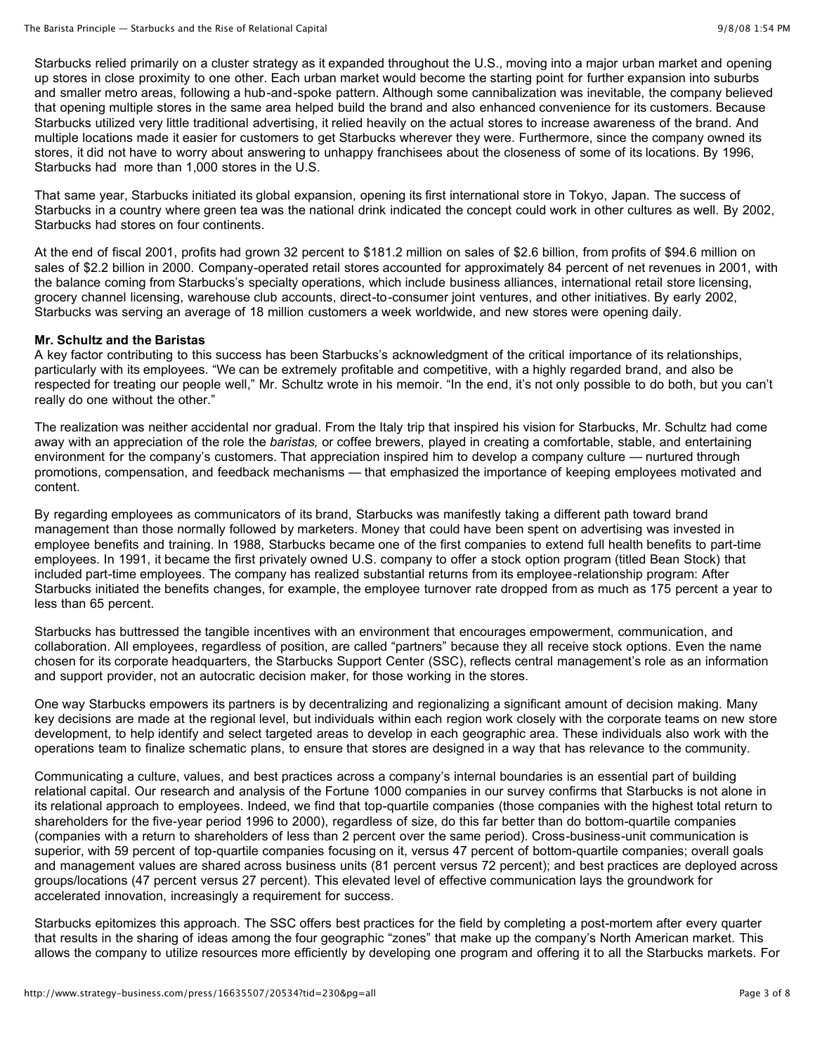Starbucks relied primarily on a cluster strategy as it expanded throughout the U.S., moving into a major urban market and opening up stores in close proximity to one other. Each urban market would become the starting point for further expansion into suburbs and smaller metro areas, following a hub-and-spoke pattern. Although some cannibalization was inevitable, the company believed that opening multiple stores in the same area helped build the brand and also enhanced convenience for its customers. Because Starbucks utilized very little traditional advertising, it relied heavily on the actual stores to increase awareness of the brand. And multiple locations made it easier for customers to get Starbucks wherever they were. Furthermore, since the company owned its stores, it did not have to worry about answering to unhappy franchisees about the closeness of some of its locations. By 1996, Starbucks had more than 1,000 stores in the U.S.

That same year, Starbucks initiated its global expansion, opening its first international store in Tokyo, Japan. The success of Starbucks in a country where green tea was the national drink indicated the concept could work in other cultures as well. By 2002, Starbucks had stores on four continents.

At the end of fiscal 2001, profits had grown 32 percent to $181.2 million on sales of $2.6 billion, from profits of $94.6 million on sales of $2.2 billion in 2000. Company-operated retail stores accounted for approximately 84 percent of net revenues in 2001, with the balance coming from Starbucks's specialty operations, which include business alliances, international retail store licensing, grocery channel licensing, warehouse club accounts, direct-to-consumer joint ventures, and other initiatives. By early 2002, Starbucks was serving an average of 18 million customers a week worldwide, and new stores were opening daily.

**Mr. Schultz and the Baristas**

A key factor contributing to this success has been Starbucks's acknowledgment of the critical importance of its relationships, particularly with its employees. "We can be extremely profitable and competitive, with a highly regarded brand, and also be respected for treating our people well," Mr. Schultz wrote in his memoir. "In the end, it's not only possible to do both, but you can't really do one without the other."

The realization was neither accidental nor gradual. From the Italy trip that inspired his vision for Starbucks, Mr. Schultz had come away with an appreciation of the role the *baristas,* or coffee brewers, played in creating a comfortable, stable, and entertaining environment for the company's customers. That appreciation inspired him to develop a company culture — nurtured through promotions, compensation, and feedback mechanisms — that emphasized the importance of keeping employees motivated and content.

By regarding employees as communicators of its brand, Starbucks was manifestly taking a different path toward brand management than those normally followed by marketers. Money that could have been spent on advertising was invested in employee benefits and training. In 1988, Starbucks became one of the first companies to extend full health benefits to part-time employees. In 1991, it became the first privately owned U.S. company to offer a stock option program (titled Bean Stock) that included part-time employees. The company has realized substantial returns from its employee-relationship program: After Starbucks initiated the benefits changes, for example, the employee turnover rate dropped from as much as 175 percent a year to less than 65 percent.

Starbucks has buttressed the tangible incentives with an environment that encourages empowerment, communication, and collaboration. All employees, regardless of position, are called "partners" because they all receive stock options. Even the name chosen for its corporate headquarters, the Starbucks Support Center (SSC), reflects central management's role as an information and support provider, not an autocratic decision maker, for those working in the stores.

One way Starbucks empowers its partners is by decentralizing and regionalizing a significant amount of decision making. Many key decisions are made at the regional level, but individuals within each region work closely with the corporate teams on new store development, to help identify and select targeted areas to develop in each geographic area. These individuals also work with the operations team to finalize schematic plans, to ensure that stores are designed in a way that has relevance to the community.

Communicating a culture, values, and best practices across a company's internal boundaries is an essential part of building relational capital. Our research and analysis of the Fortune 1000 companies in our survey confirms that Starbucks is not alone in its relational approach to employees. Indeed, we find that top-quartile companies (those companies with the highest total return to shareholders for the five-year period 1996 to 2000), regardless of size, do this far better than do bottom-quartile companies (companies with a return to shareholders of less than 2 percent over the same period). Cross-business-unit communication is superior, with 59 percent of top-quartile companies focusing on it, versus 47 percent of bottom-quartile companies; overall goals and management values are shared across business units (81 percent versus 72 percent); and best practices are deployed across groups/locations (47 percent versus 27 percent). This elevated level of effective communication lays the groundwork for accelerated innovation, increasingly a requirement for success.

Starbucks epitomizes this approach. The SSC offers best practices for the field by completing a post-mortem after every quarter that results in the sharing of ideas among the four geographic "zones" that make up the company's North American market. This allows the company to utilize resources more efficiently by developing one program and offering it to all the Starbucks markets. For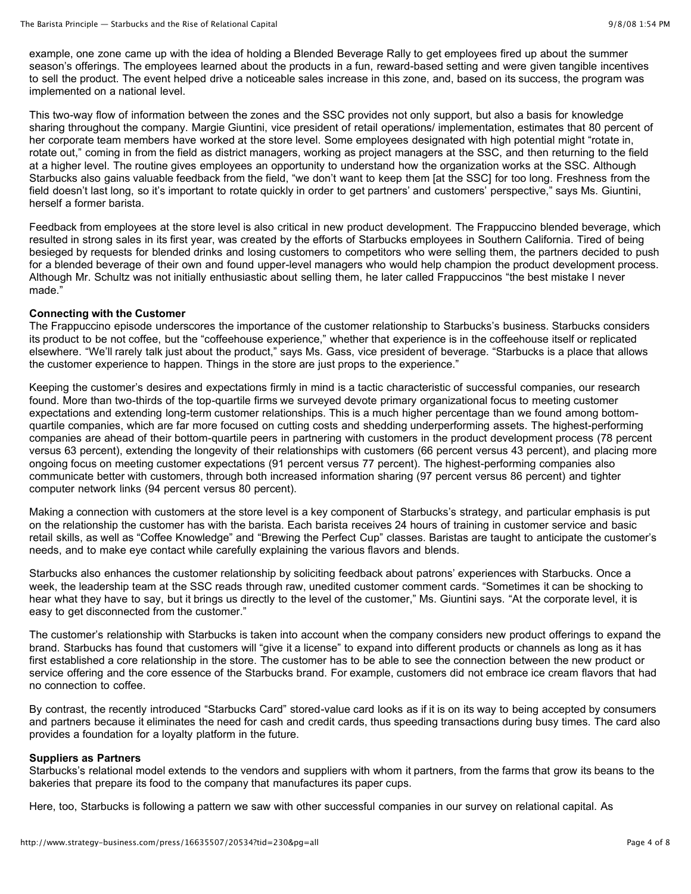example, one zone came up with the idea of holding a Blended Beverage Rally to get employees fired up about the summer season's offerings. The employees learned about the products in a fun, reward-based setting and were given tangible incentives to sell the product. The event helped drive a noticeable sales increase in this zone, and, based on its success, the program was implemented on a national level.

This two-way flow of information between the zones and the SSC provides not only support, but also a basis for knowledge sharing throughout the company. Margie Giuntini, vice president of retail operations/ implementation, estimates that 80 percent of her corporate team members have worked at the store level. Some employees designated with high potential might "rotate in, rotate out," coming in from the field as district managers, working as project managers at the SSC, and then returning to the field at a higher level. The routine gives employees an opportunity to understand how the organization works at the SSC. Although Starbucks also gains valuable feedback from the field, "we don't want to keep them [at the SSC] for too long. Freshness from the field doesn't last long, so it's important to rotate quickly in order to get partners' and customers' perspective," says Ms. Giuntini, herself a former barista.

Feedback from employees at the store level is also critical in new product development. The Frappuccino blended beverage, which resulted in strong sales in its first year, was created by the efforts of Starbucks employees in Southern California. Tired of being besieged by requests for blended drinks and losing customers to competitors who were selling them, the partners decided to push for a blended beverage of their own and found upper-level managers who would help champion the product development process. Although Mr. Schultz was not initially enthusiastic about selling them, he later called Frappuccinos "the best mistake I never made."

**Connecting with the Customer**

The Frappuccino episode underscores the importance of the customer relationship to Starbucks's business. Starbucks considers its product to be not coffee, but the "coffeehouse experience," whether that experience is in the coffeehouse itself or replicated elsewhere. "We'll rarely talk just about the product," says Ms. Gass, vice president of beverage. "Starbucks is a place that allows the customer experience to happen. Things in the store are just props to the experience."

Keeping the customer's desires and expectations firmly in mind is a tactic characteristic of successful companies, our research found. More than two-thirds of the top-quartile firms we surveyed devote primary organizational focus to meeting customer expectations and extending long-term customer relationships. This is a much higher percentage than we found among bottom-quartile companies, which are far more focused on cutting costs and shedding underperforming assets. The highest-performing companies are ahead of their bottom-quartile peers in partnering with customers in the product development process (78 percent versus 63 percent), extending the longevity of their relationships with customers (66 percent versus 43 percent), and placing more ongoing focus on meeting customer expectations (91 percent versus 77 percent). The highest-performing companies also communicate better with customers, through both increased information sharing (97 percent versus 86 percent) and tighter computer network links (94 percent versus 80 percent).

Making a connection with customers at the store level is a key component of Starbucks's strategy, and particular emphasis is put on the relationship the customer has with the barista. Each barista receives 24 hours of training in customer service and basic retail skills, as well as "Coffee Knowledge" and "Brewing the Perfect Cup" classes. Baristas are taught to anticipate the customer's needs, and to make eye contact while carefully explaining the various flavors and blends.

Starbucks also enhances the customer relationship by soliciting feedback about patrons' experiences with Starbucks. Once a week, the leadership team at the SSC reads through raw, unedited customer comment cards. "Sometimes it can be shocking to hear what they have to say, but it brings us directly to the level of the customer," Ms. Giuntini says. "At the corporate level, it is easy to get disconnected from the customer."

The customer's relationship with Starbucks is taken into account when the company considers new product offerings to expand the brand. Starbucks has found that customers will "give it a license" to expand into different products or channels as long as it has first established a core relationship in the store. The customer has to be able to see the connection between the new product or service offering and the core essence of the Starbucks brand. For example, customers did not embrace ice cream flavors that had no connection to coffee.

By contrast, the recently introduced "Starbucks Card" stored-value card looks as if it is on its way to being accepted by consumers and partners because it eliminates the need for cash and credit cards, thus speeding transactions during busy times. The card also provides a foundation for a loyalty platform in the future.

**Suppliers as Partners**

Starbucks's relational model extends to the vendors and suppliers with whom it partners, from the farms that grow its beans to the bakeries that prepare its food to the company that manufactures its paper cups.

Here, too, Starbucks is following a pattern we saw with other successful companies in our survey on relational capital. As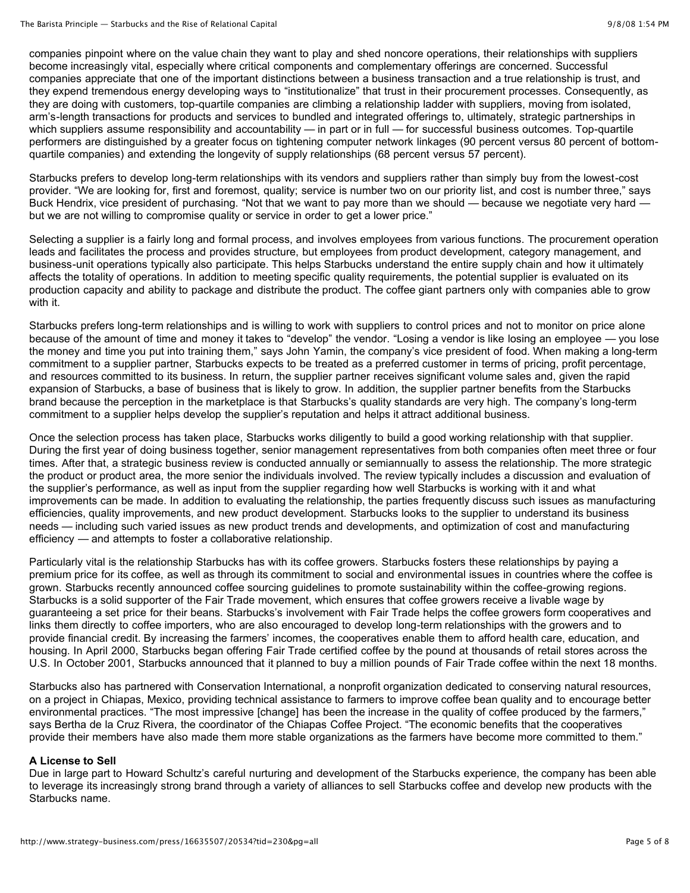companies pinpoint where on the value chain they want to play and shed noncore operations, their relationships with suppliers become increasingly vital, especially where critical components and complementary offerings are concerned. Successful companies appreciate that one of the important distinctions between a business transaction and a true relationship is trust, and they expend tremendous energy developing ways to "institutionalize" that trust in their procurement processes. Consequently, as they are doing with customers, top-quartile companies are climbing a relationship ladder with suppliers, moving from isolated, arm's-length transactions for products and services to bundled and integrated offerings to, ultimately, strategic partnerships in which suppliers assume responsibility and accountability — in part or in full — for successful business outcomes. Top-quartile performers are distinguished by a greater focus on tightening computer network linkages (90 percent versus 80 percent of bottom-quartile companies) and extending the longevity of supply relationships (68 percent versus 57 percent).

Starbucks prefers to develop long-term relationships with its vendors and suppliers rather than simply buy from the lowest-cost provider. "We are looking for, first and foremost, quality; service is number two on our priority list, and cost is number three," says Buck Hendrix, vice president of purchasing. "Not that we want to pay more than we should — because we negotiate very hard — but we are not willing to compromise quality or service in order to get a lower price."

Selecting a supplier is a fairly long and formal process, and involves employees from various functions. The procurement operation leads and facilitates the process and provides structure, but employees from product development, category management, and business-unit operations typically also participate. This helps Starbucks understand the entire supply chain and how it ultimately affects the totality of operations. In addition to meeting specific quality requirements, the potential supplier is evaluated on its production capacity and ability to package and distribute the product. The coffee giant partners only with companies able to grow with it.

Starbucks prefers long-term relationships and is willing to work with suppliers to control prices and not to monitor on price alone because of the amount of time and money it takes to "develop" the vendor. "Losing a vendor is like losing an employee — you lose the money and time you put into training them," says John Yamin, the company's vice president of food. When making a long-term commitment to a supplier partner, Starbucks expects to be treated as a preferred customer in terms of pricing, profit percentage, and resources committed to its business. In return, the supplier partner receives significant volume sales and, given the rapid expansion of Starbucks, a base of business that is likely to grow. In addition, the supplier partner benefits from the Starbucks brand because the perception in the marketplace is that Starbucks's quality standards are very high. The company's long-term commitment to a supplier helps develop the supplier's reputation and helps it attract additional business.

Once the selection process has taken place, Starbucks works diligently to build a good working relationship with that supplier. During the first year of doing business together, senior management representatives from both companies often meet three or four times. After that, a strategic business review is conducted annually or semiannually to assess the relationship. The more strategic the product or product area, the more senior the individuals involved. The review typically includes a discussion and evaluation of the supplier's performance, as well as input from the supplier regarding how well Starbucks is working with it and what improvements can be made. In addition to evaluating the relationship, the parties frequently discuss such issues as manufacturing efficiencies, quality improvements, and new product development. Starbucks looks to the supplier to understand its business needs — including such varied issues as new product trends and developments, and optimization of cost and manufacturing efficiency — and attempts to foster a collaborative relationship.

Particularly vital is the relationship Starbucks has with its coffee growers. Starbucks fosters these relationships by paying a premium price for its coffee, as well as through its commitment to social and environmental issues in countries where the coffee is grown. Starbucks recently announced coffee sourcing guidelines to promote sustainability within the coffee-growing regions. Starbucks is a solid supporter of the Fair Trade movement, which ensures that coffee growers receive a livable wage by guaranteeing a set price for their beans. Starbucks's involvement with Fair Trade helps the coffee growers form cooperatives and links them directly to coffee importers, who are also encouraged to develop long-term relationships with the growers and to provide financial credit. By increasing the farmers' incomes, the cooperatives enable them to afford health care, education, and housing. In April 2000, Starbucks began offering Fair Trade certified coffee by the pound at thousands of retail stores across the U.S. In October 2001, Starbucks announced that it planned to buy a million pounds of Fair Trade coffee within the next 18 months.

Starbucks also has partnered with Conservation International, a nonprofit organization dedicated to conserving natural resources, on a project in Chiapas, Mexico, providing technical assistance to farmers to improve coffee bean quality and to encourage better environmental practices. "The most impressive [change] has been the increase in the quality of coffee produced by the farmers," says Bertha de la Cruz Rivera, the coordinator of the Chiapas Coffee Project. "The economic benefits that the cooperatives provide their members have also made them more stable organizations as the farmers have become more committed to them."

**A License to Sell**

Due in large part to Howard Schultz's careful nurturing and development of the Starbucks experience, the company has been able to leverage its increasingly strong brand through a variety of alliances to sell Starbucks coffee and develop new products with the Starbucks name.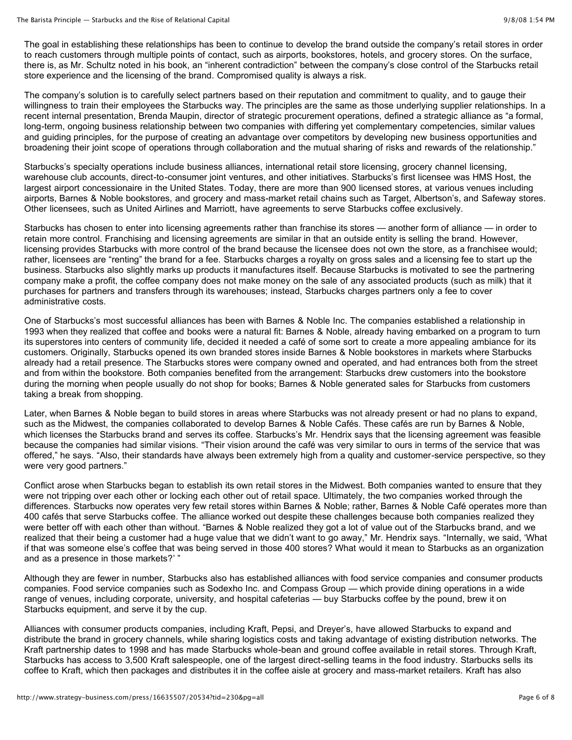The goal in establishing these relationships has been to continue to develop the brand outside the company's retail stores in order to reach customers through multiple points of contact, such as airports, bookstores, hotels, and grocery stores. On the surface, there is, as Mr. Schultz noted in his book, an "inherent contradiction" between the company's close control of the Starbucks retail store experience and the licensing of the brand. Compromised quality is always a risk.

The company's solution is to carefully select partners based on their reputation and commitment to quality, and to gauge their willingness to train their employees the Starbucks way. The principles are the same as those underlying supplier relationships. In a recent internal presentation, Brenda Maupin, director of strategic procurement operations, defined a strategic alliance as "a formal, long-term, ongoing business relationship between two companies with differing yet complementary competencies, similar values and guiding principles, for the purpose of creating an advantage over competitors by developing new business opportunities and broadening their joint scope of operations through collaboration and the mutual sharing of risks and rewards of the relationship."

Starbucks's specialty operations include business alliances, international retail store licensing, grocery channel licensing, warehouse club accounts, direct-to-consumer joint ventures, and other initiatives. Starbucks's first licensee was HMS Host, the largest airport concessionaire in the United States. Today, there are more than 900 licensed stores, at various venues including airports, Barnes & Noble bookstores, and grocery and mass-market retail chains such as Target, Albertson's, and Safeway stores. Other licensees, such as United Airlines and Marriott, have agreements to serve Starbucks coffee exclusively.

Starbucks has chosen to enter into licensing agreements rather than franchise its stores — another form of alliance — in order to retain more control. Franchising and licensing agreements are similar in that an outside entity is selling the brand. However, licensing provides Starbucks with more control of the brand because the licensee does not own the store, as a franchisee would; rather, licensees are "renting" the brand for a fee. Starbucks charges a royalty on gross sales and a licensing fee to start up the business. Starbucks also slightly marks up products it manufactures itself. Because Starbucks is motivated to see the partnering company make a profit, the coffee company does not make money on the sale of any associated products (such as milk) that it purchases for partners and transfers through its warehouses; instead, Starbucks charges partners only a fee to cover administrative costs.

One of Starbucks's most successful alliances has been with Barnes & Noble Inc. The companies established a relationship in 1993 when they realized that coffee and books were a natural fit: Barnes & Noble, already having embarked on a program to turn its superstores into centers of community life, decided it needed a café of some sort to create a more appealing ambiance for its customers. Originally, Starbucks opened its own branded stores inside Barnes & Noble bookstores in markets where Starbucks already had a retail presence. The Starbucks stores were company owned and operated, and had entrances both from the street and from within the bookstore. Both companies benefited from the arrangement: Starbucks drew customers into the bookstore during the morning when people usually do not shop for books; Barnes & Noble generated sales for Starbucks from customers taking a break from shopping.

Later, when Barnes & Noble began to build stores in areas where Starbucks was not already present or had no plans to expand, such as the Midwest, the companies collaborated to develop Barnes & Noble Cafés. These cafés are run by Barnes & Noble, which licenses the Starbucks brand and serves its coffee. Starbucks's Mr. Hendrix says that the licensing agreement was feasible because the companies had similar visions. "Their vision around the café was very similar to ours in terms of the service that was offered," he says. "Also, their standards have always been extremely high from a quality and customer-service perspective, so they were very good partners."

Conflict arose when Starbucks began to establish its own retail stores in the Midwest. Both companies wanted to ensure that they were not tripping over each other or locking each other out of retail space. Ultimately, the two companies worked through the differences. Starbucks now operates very few retail stores within Barnes & Noble; rather, Barnes & Noble Café operates more than 400 cafés that serve Starbucks coffee. The alliance worked out despite these challenges because both companies realized they were better off with each other than without. "Barnes & Noble realized they got a lot of value out of the Starbucks brand, and we realized that their being a customer had a huge value that we didn't want to go away," Mr. Hendrix says. "Internally, we said, 'What if that was someone else's coffee that was being served in those 400 stores? What would it mean to Starbucks as an organization and as a presence in those markets?' "

Although they are fewer in number, Starbucks also has established alliances with food service companies and consumer products companies. Food service companies such as Sodexho Inc. and Compass Group — which provide dining operations in a wide range of venues, including corporate, university, and hospital cafeterias — buy Starbucks coffee by the pound, brew it on Starbucks equipment, and serve it by the cup.

Alliances with consumer products companies, including Kraft, Pepsi, and Dreyer's, have allowed Starbucks to expand and distribute the brand in grocery channels, while sharing logistics costs and taking advantage of existing distribution networks. The Kraft partnership dates to 1998 and has made Starbucks whole-bean and ground coffee available in retail stores. Through Kraft, Starbucks has access to 3,500 Kraft salespeople, one of the largest direct-selling teams in the food industry. Starbucks sells its coffee to Kraft, which then packages and distributes it in the coffee aisle at grocery and mass-market retailers. Kraft has also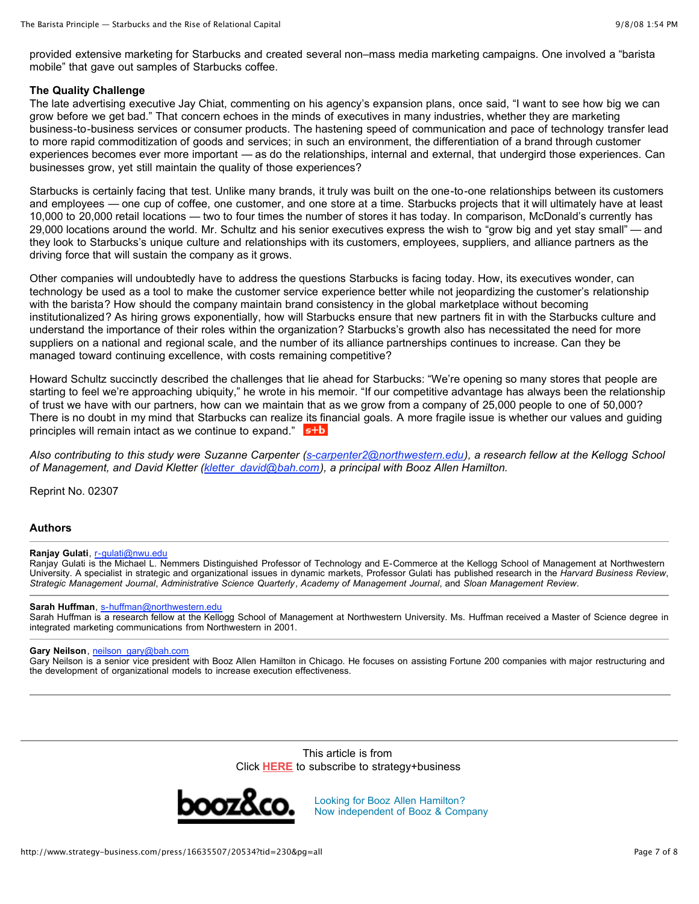provided extensive marketing for Starbucks and created several non–mass media marketing campaigns. One involved a "barista mobile" that gave out samples of Starbucks coffee.

**The Quality Challenge**

The late advertising executive Jay Chiat, commenting on his agency's expansion plans, once said, "I want to see how big we can grow before we get bad." That concern echoes in the minds of executives in many industries, whether they are marketing business-to-business services or consumer products. The hastening speed of communication and pace of technology transfer lead to more rapid commoditization of goods and services; in such an environment, the differentiation of a brand through customer experiences becomes ever more important — as do the relationships, internal and external, that undergird those experiences. Can businesses grow, yet still maintain the quality of those experiences?

Starbucks is certainly facing that test. Unlike many brands, it truly was built on the one-to-one relationships between its customers and employees — one cup of coffee, one customer, and one store at a time. Starbucks projects that it will ultimately have at least 10,000 to 20,000 retail locations — two to four times the number of stores it has today. In comparison, McDonald's currently has 29,000 locations around the world. Mr. Schultz and his senior executives express the wish to "grow big and yet stay small" — and they look to Starbucks's unique culture and relationships with its customers, employees, suppliers, and alliance partners as the driving force that will sustain the company as it grows.

Other companies will undoubtedly have to address the questions Starbucks is facing today. How, its executives wonder, can technology be used as a tool to make the customer service experience better while not jeopardizing the customer's relationship with the barista? How should the company maintain brand consistency in the global marketplace without becoming institutionalized? As hiring grows exponentially, how will Starbucks ensure that new partners fit in with the Starbucks culture and understand the importance of their roles within the organization? Starbucks's growth also has necessitated the need for more suppliers on a national and regional scale, and the number of its alliance partnerships continues to increase. Can they be managed toward continuing excellence, with costs remaining competitive?

Howard Schultz succinctly described the challenges that lie ahead for Starbucks: "We're opening so many stores that people are starting to feel we're approaching ubiquity," he wrote in his memoir. "If our competitive advantage has always been the relationship of trust we have with our partners, how can we maintain that as we grow from a company of 25,000 people to one of 50,000? There is no doubt in my mind that Starbucks can realize its financial goals. A more fragile issue is whether our values and guiding principles will remain intact as we continue to expand." s+b

*Also contributing to this study were Suzanne Carpenter (s-carpenter2@northwestern.edu), a research fellow at the Kellogg School of Management, and David Kletter (kletter_david@bah.com), a principal with Booz Allen Hamilton.*

Reprint No. 02307

**Authors**

**Ranjay Gulati**, r-gulati@nwu.edu
Ranjay Gulati is the Michael L. Nemmers Distinguished Professor of Technology and E-Commerce at the Kellogg School of Management at Northwestern University. A specialist in strategic and organizational issues in dynamic markets, Professor Gulati has published research in the *Harvard Business Review*, *Strategic Management Journal*, *Administrative Science Quarterly*, *Academy of Management Journal*, and *Sloan Management Review*.

**Sarah Huffman**, s-huffman@northwestern.edu
Sarah Huffman is a research fellow at the Kellogg School of Management at Northwestern University. Ms. Huffman received a Master of Science degree in integrated marketing communications from Northwestern in 2001.

**Gary Neilson**, neilson_gary@bah.com
Gary Neilson is a senior vice president with Booz Allen Hamilton in Chicago. He focuses on assisting Fortune 200 companies with major restructuring and the development of organizational models to increase execution effectiveness.

This article is from
Click HERE to subscribe to strategy+business

booz&co.

Looking for Booz Allen Hamilton?
Now independent of Booz & Company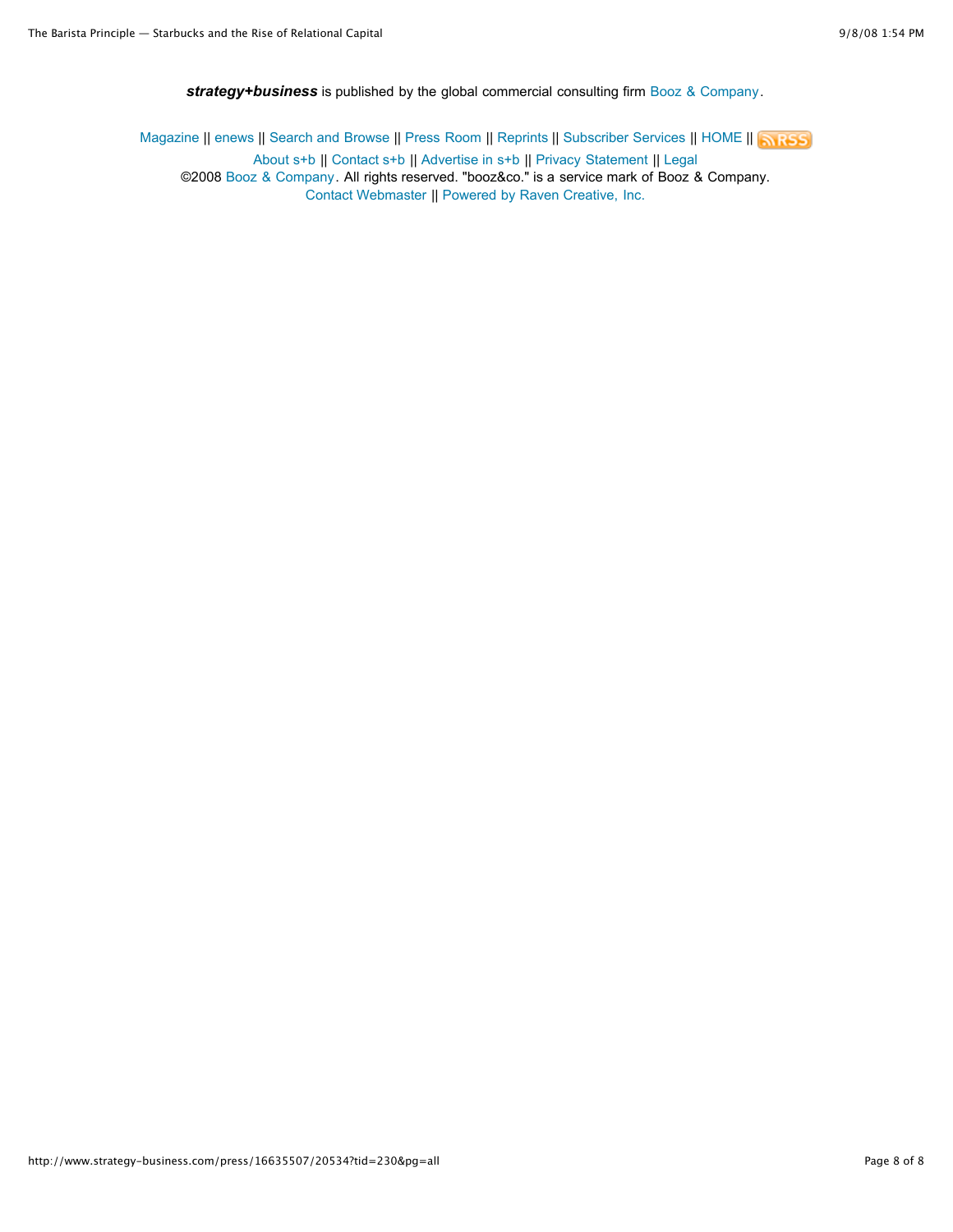***strategy+business*** is published by the global commercial consulting firm Booz & Company.

Magazine || enews || Search and Browse || Press Room || Reprints || Subscriber Services || HOME || RSS
About s+b || Contact s+b || Advertise in s+b || Privacy Statement || Legal
©2008 Booz & Company. All rights reserved. "booz&co." is a service mark of Booz & Company.
Contact Webmaster || Powered by Raven Creative, Inc.